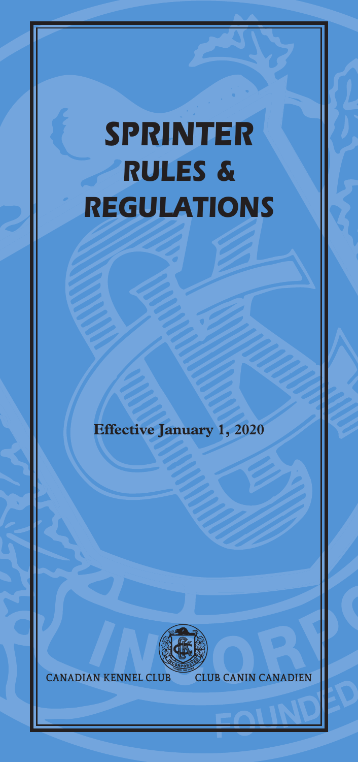# SPRINTER RULES & REGULATIONS

**Effective January 1, 2020**

CANADIAN KENNEL CLUB CLUB CANIN CANADIEN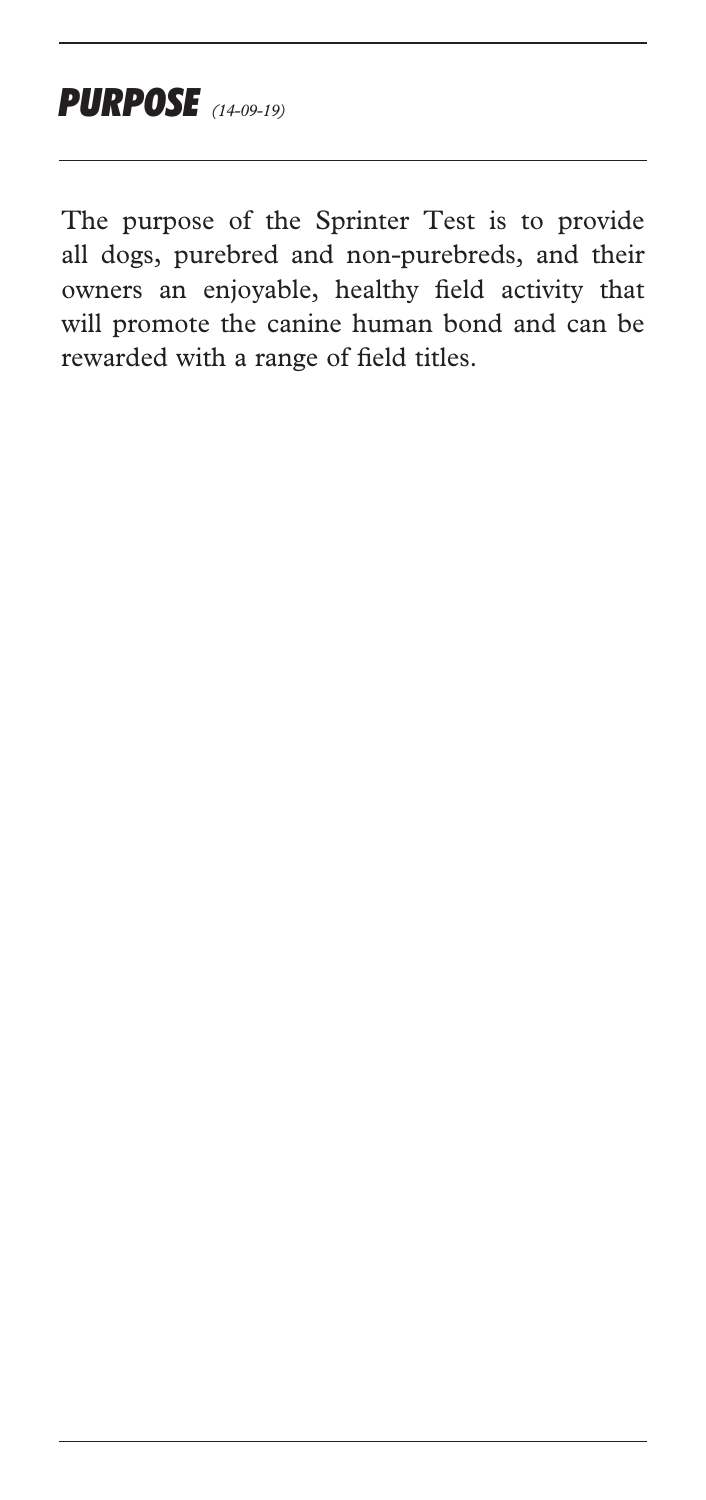## *PURPOSE* *(14-09-19)*

The purpose of the Sprinter Test is to provide all dogs, purebred and non-purebreds, and their owners an enjoyable, healthy field activity that will promote the canine human bond and can be rewarded with a range of field titles.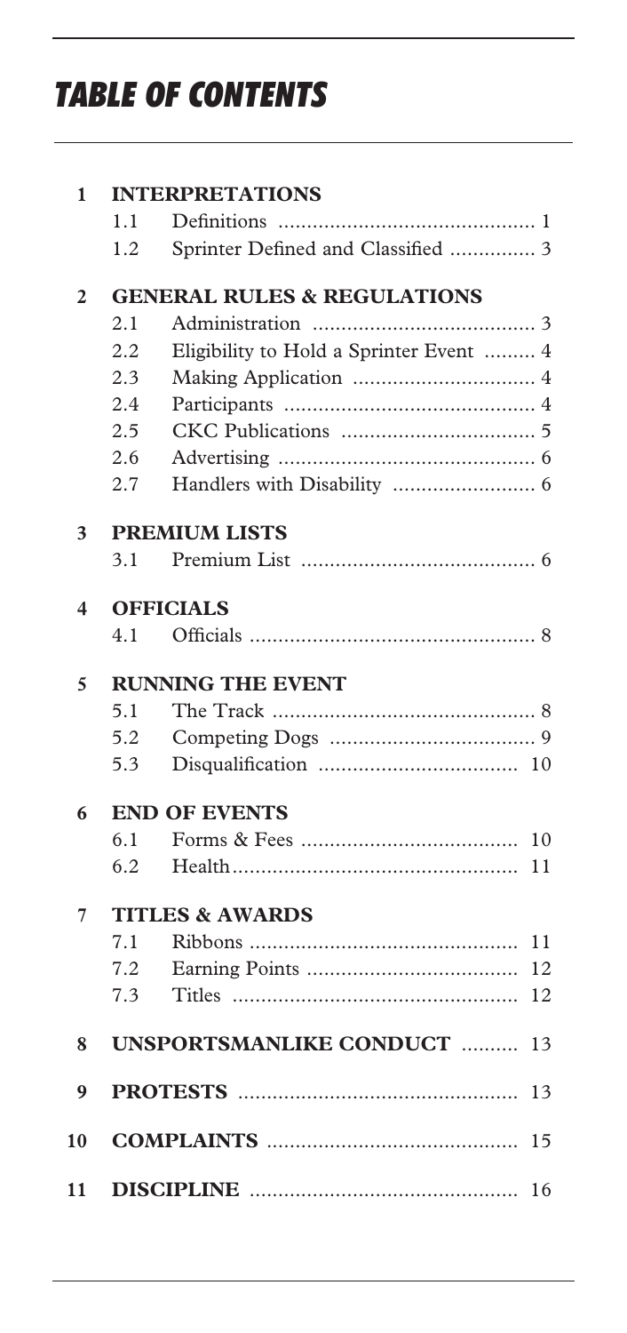# TABLE OF CONTENTS

**1 INTERPRETATIONS**

- 1.1 Definitions ............................................. 1
- 1.2 Sprinter Defined and Classified .............. 3

**2 GENERAL RULES & REGULATIONS**

- 2.1 Administration ....................................... 3
- 2.2 Eligibility to Hold a Sprinter Event ......... 4
- 2.3 Making Application ................................ 4
- 2.4 Participants ............................................ 4
- 2.5 CKC Publications .................................. 5
- 2.6 Advertising ............................................. 6
- 2.7 Handlers with Disability ......................... 6

**3 PREMIUM LISTS**

- 3.1 Premium List ......................................... 6

**4 OFFICIALS**

- 4.1 Officials .................................................. 8

**5 RUNNING THE EVENT**

- 5.1 The Track .............................................. 8
- 5.2 Competing Dogs .................................... 9
- 5.3 Disqualification ................................... 10

**6 END OF EVENTS**

- 6.1 Forms & Fees ...................................... 10
- 6.2 Health.................................................. 11

**7 TITLES & AWARDS**

- 7.1 Ribbons ............................................... 11
- 7.2 Earning Points ..................................... 12
- 7.3 Titles .................................................. 12

**8 UNSPORTSMANLIKE CONDUCT** .......... 13

**9 PROTESTS** ................................................ 13

**10 COMPLAINTS** ........................................... 15

**11 DISCIPLINE** .............................................. 16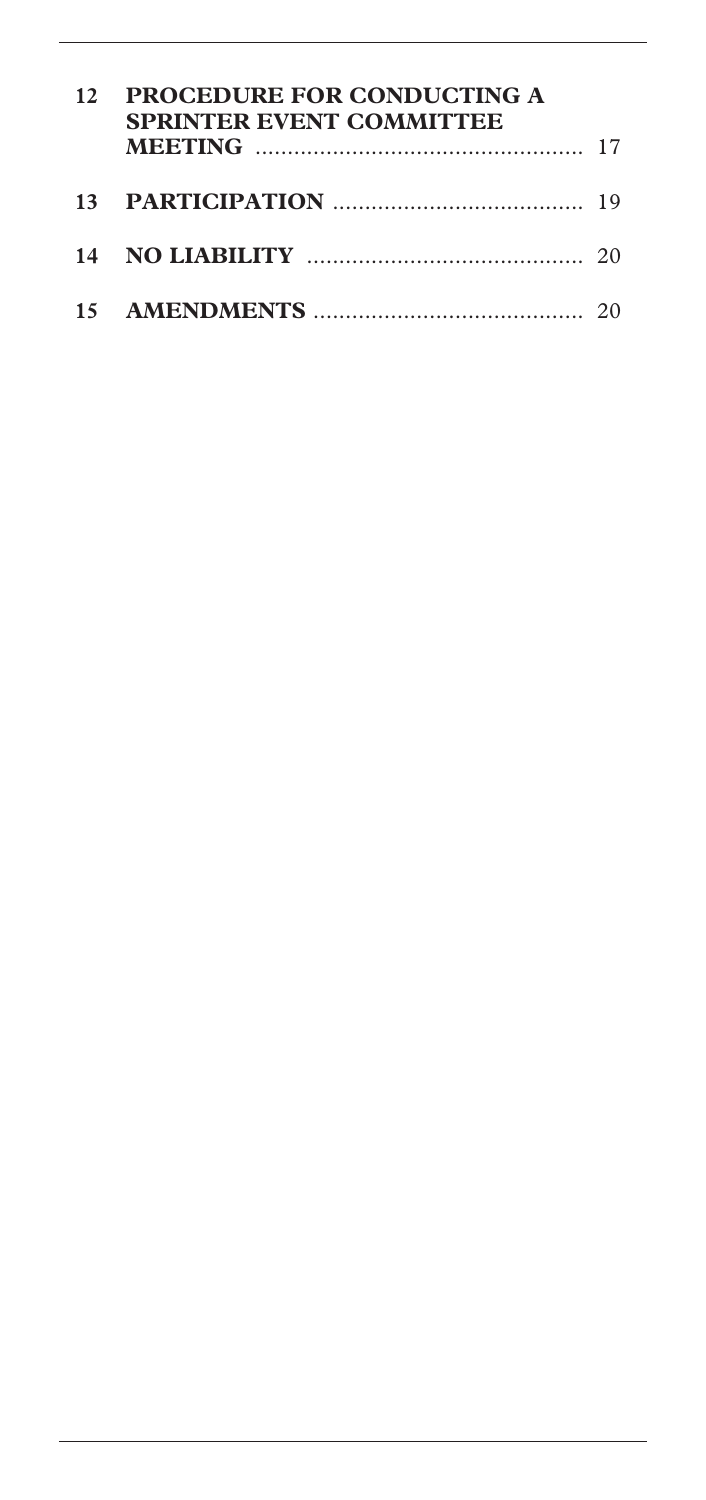| | | |
|---|---|---|
| **12** | **PROCEDURE FOR CONDUCTING A SPRINTER EVENT COMMITTEE MEETING** | 17 |
| **13** | **PARTICIPATION** | 19 |
| **14** | **NO LIABILITY** | 20 |
| **15** | **AMENDMENTS** | 20 |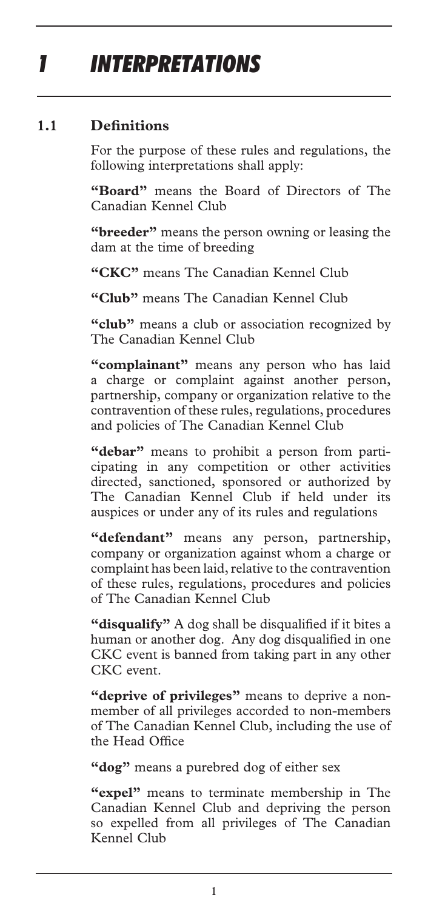# 1 INTERPRETATIONS

## 1.1 Definitions

For the purpose of these rules and regulations, the following interpretations shall apply:

**"Board"** means the Board of Directors of The Canadian Kennel Club

**"breeder"** means the person owning or leasing the dam at the time of breeding

**"CKC"** means The Canadian Kennel Club

**"Club"** means The Canadian Kennel Club

**"club"** means a club or association recognized by The Canadian Kennel Club

**"complainant"** means any person who has laid a charge or complaint against another person, partnership, company or organization relative to the contravention of these rules, regulations, procedures and policies of The Canadian Kennel Club

**"debar"** means to prohibit a person from participating in any competition or other activities directed, sanctioned, sponsored or authorized by The Canadian Kennel Club if held under its auspices or under any of its rules and regulations

**"defendant"** means any person, partnership, company or organization against whom a charge or complaint has been laid, relative to the contravention of these rules, regulations, procedures and policies of The Canadian Kennel Club

**"disqualify"** A dog shall be disqualified if it bites a human or another dog. Any dog disqualified in one CKC event is banned from taking part in any other CKC event.

**"deprive of privileges"** means to deprive a non-member of all privileges accorded to non-members of The Canadian Kennel Club, including the use of the Head Office

**"dog"** means a purebred dog of either sex

**"expel"** means to terminate membership in The Canadian Kennel Club and depriving the person so expelled from all privileges of The Canadian Kennel Club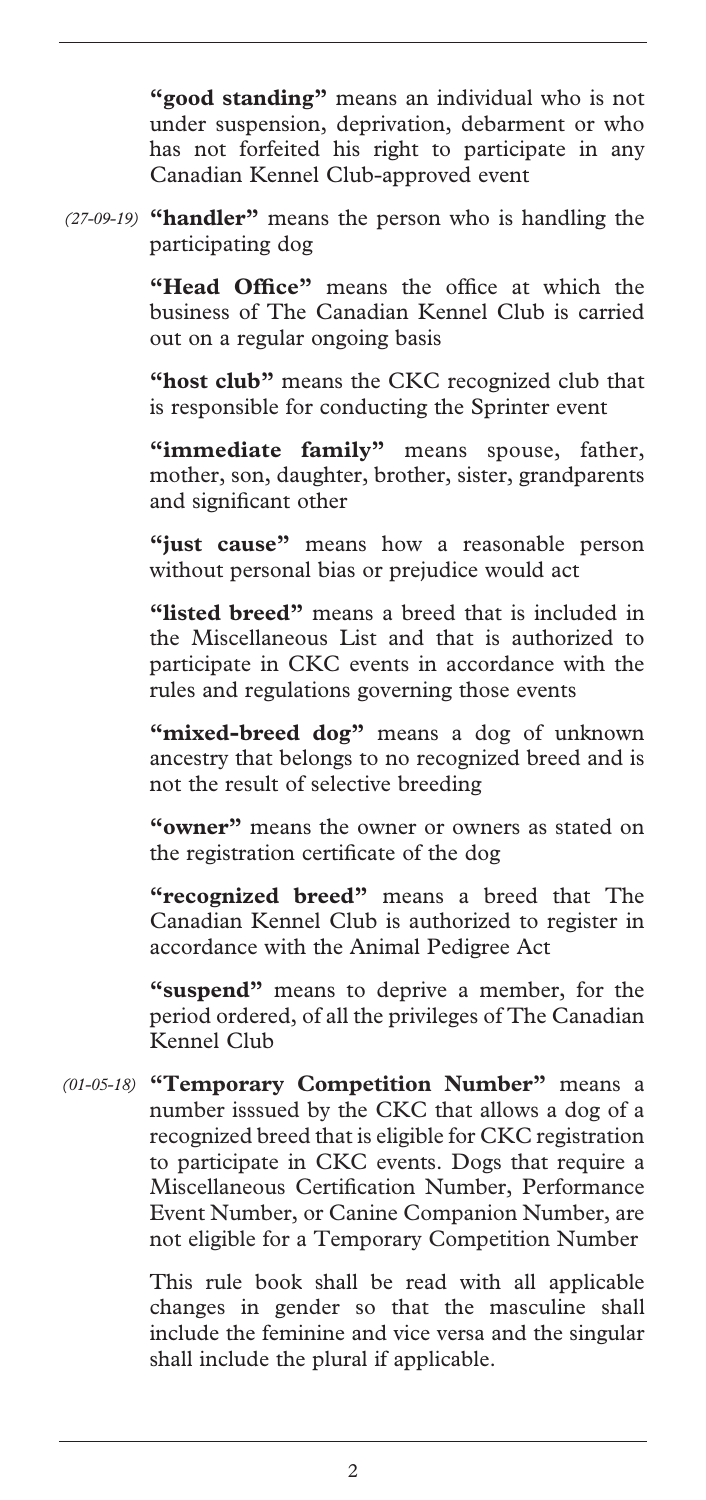**"good standing"** means an individual who is not under suspension, deprivation, debarment or who has not forfeited his right to participate in any Canadian Kennel Club-approved event

*(27-09-19)* **"handler"** means the person who is handling the participating dog

**"Head Office"** means the office at which the business of The Canadian Kennel Club is carried out on a regular ongoing basis

**"host club"** means the CKC recognized club that is responsible for conducting the Sprinter event

**"immediate family"** means spouse, father, mother, son, daughter, brother, sister, grandparents and significant other

**"just cause"** means how a reasonable person without personal bias or prejudice would act

**"listed breed"** means a breed that is included in the Miscellaneous List and that is authorized to participate in CKC events in accordance with the rules and regulations governing those events

**"mixed-breed dog"** means a dog of unknown ancestry that belongs to no recognized breed and is not the result of selective breeding

**"owner"** means the owner or owners as stated on the registration certificate of the dog

**"recognized breed"** means a breed that The Canadian Kennel Club is authorized to register in accordance with the Animal Pedigree Act

**"suspend"** means to deprive a member, for the period ordered, of all the privileges of The Canadian Kennel Club

*(01-05-18)* **"Temporary Competition Number"** means a number isssued by the CKC that allows a dog of a recognized breed that is eligible for CKC registration to participate in CKC events. Dogs that require a Miscellaneous Certification Number, Performance Event Number, or Canine Companion Number, are not eligible for a Temporary Competition Number

This rule book shall be read with all applicable changes in gender so that the masculine shall include the feminine and vice versa and the singular shall include the plural if applicable.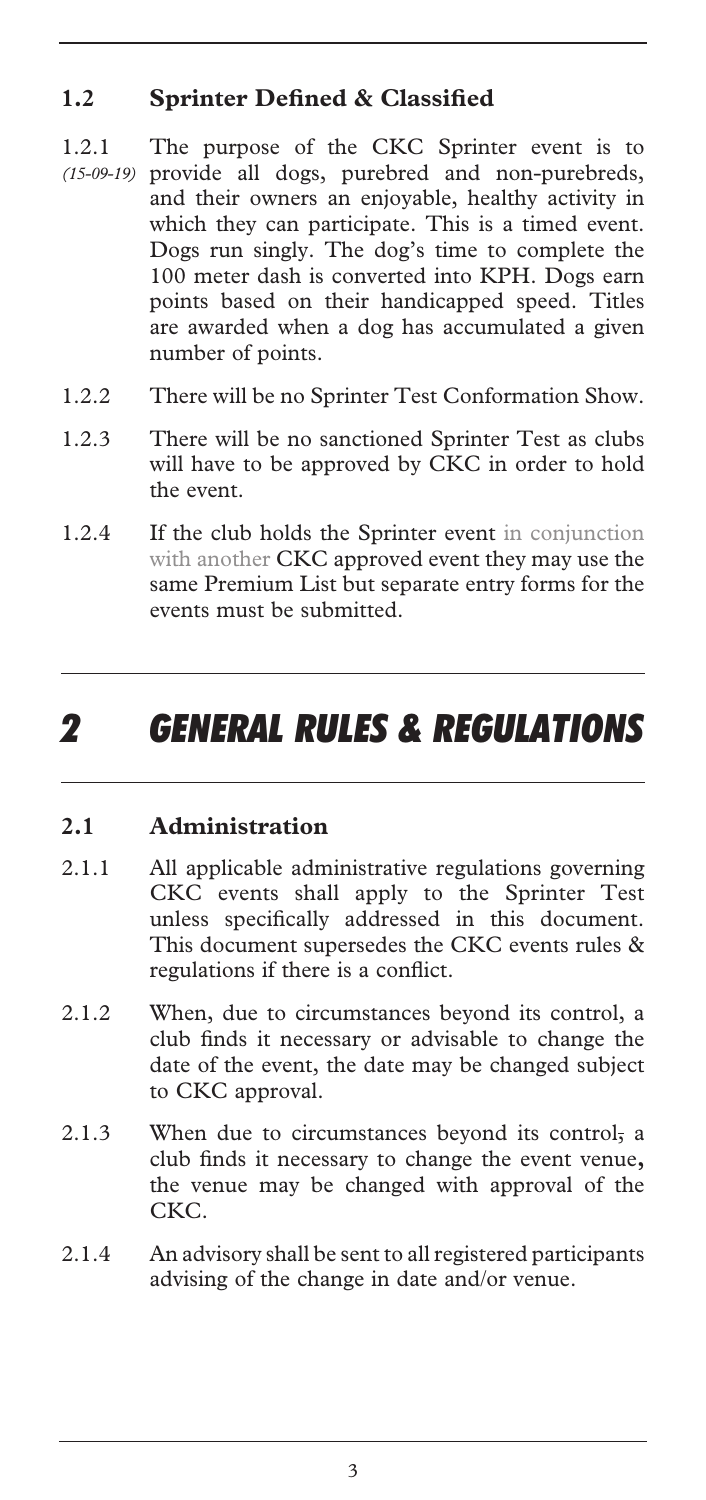### 1.2 Sprinter Defined & Classified

1.2.1 *(15-09-19)* The purpose of the CKC Sprinter event is to provide all dogs, purebred and non-purebreds, and their owners an enjoyable, healthy activity in which they can participate. This is a timed event. Dogs run singly. The dog's time to complete the 100 meter dash is converted into KPH. Dogs earn points based on their handicapped speed. Titles are awarded when a dog has accumulated a given number of points.

1.2.2 There will be no Sprinter Test Conformation Show.

1.2.3 There will be no sanctioned Sprinter Test as clubs will have to be approved by CKC in order to hold the event.

1.2.4 If the club holds the Sprinter event in conjunction with another CKC approved event they may use the same Premium List but separate entry forms for the events must be submitted.

# 2 GENERAL RULES & REGULATIONS

### 2.1 Administration

2.1.1 All applicable administrative regulations governing CKC events shall apply to the Sprinter Test unless specifically addressed in this document. This document supersedes the CKC events rules & regulations if there is a conflict.

2.1.2 When, due to circumstances beyond its control, a club finds it necessary or advisable to change the date of the event, the date may be changed subject to CKC approval.

2.1.3 When due to circumstances beyond its control, a club finds it necessary to change the event venue, the venue may be changed with approval of the CKC.

2.1.4 An advisory shall be sent to all registered participants advising of the change in date and/or venue.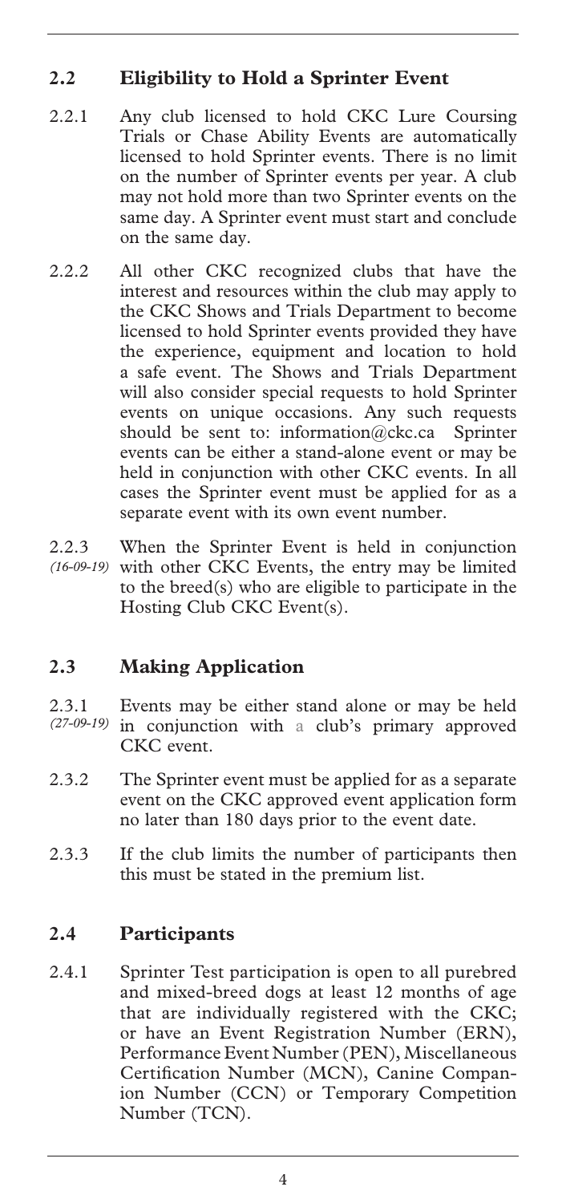## 2.2 Eligibility to Hold a Sprinter Event

2.2.1 Any club licensed to hold CKC Lure Coursing Trials or Chase Ability Events are automatically licensed to hold Sprinter events. There is no limit on the number of Sprinter events per year. A club may not hold more than two Sprinter events on the same day. A Sprinter event must start and conclude on the same day.

2.2.2 All other CKC recognized clubs that have the interest and resources within the club may apply to the CKC Shows and Trials Department to become licensed to hold Sprinter events provided they have the experience, equipment and location to hold a safe event. The Shows and Trials Department will also consider special requests to hold Sprinter events on unique occasions. Any such requests should be sent to: information@ckc.ca Sprinter events can be either a stand-alone event or may be held in conjunction with other CKC events. In all cases the Sprinter event must be applied for as a separate event with its own event number.

2.2.3 *(16-09-19)* When the Sprinter Event is held in conjunction with other CKC Events, the entry may be limited to the breed(s) who are eligible to participate in the Hosting Club CKC Event(s).

## 2.3 Making Application

2.3.1 *(27-09-19)* Events may be either stand alone or may be held in conjunction with a club's primary approved CKC event.

2.3.2 The Sprinter event must be applied for as a separate event on the CKC approved event application form no later than 180 days prior to the event date.

2.3.3 If the club limits the number of participants then this must be stated in the premium list.

## 2.4 Participants

2.4.1 Sprinter Test participation is open to all purebred and mixed-breed dogs at least 12 months of age that are individually registered with the CKC; or have an Event Registration Number (ERN), Performance Event Number (PEN), Miscellaneous Certification Number (MCN), Canine Companion Number (CCN) or Temporary Competition Number (TCN).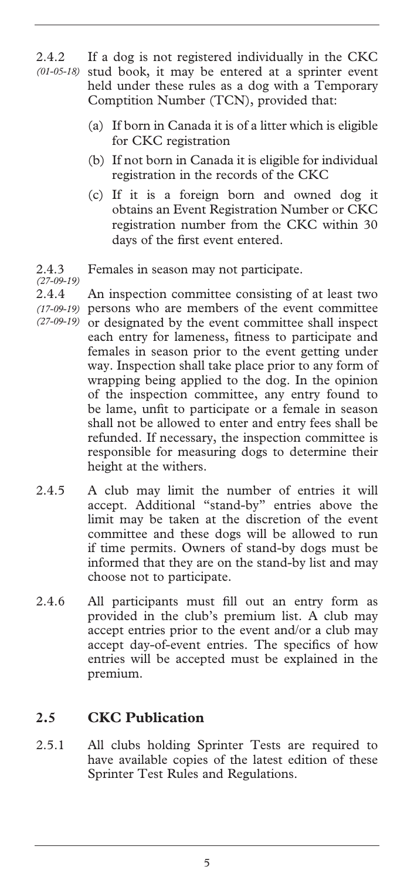2.4.2 *(01-05-18)* If a dog is not registered individually in the CKC stud book, it may be entered at a sprinter event held under these rules as a dog with a Temporary Comptition Number (TCN), provided that:

(a) If born in Canada it is of a litter which is eligible for CKC registration

(b) If not born in Canada it is eligible for individual registration in the records of the CKC

(c) If it is a foreign born and owned dog it obtains an Event Registration Number or CKC registration number from the CKC within 30 days of the first event entered.

2.4.3 *(27-09-19)* Females in season may not participate.

2.4.4 *(17-09-19) (27-09-19)* An inspection committee consisting of at least two persons who are members of the event committee or designated by the event committee shall inspect each entry for lameness, fitness to participate and females in season prior to the event getting under way. Inspection shall take place prior to any form of wrapping being applied to the dog. In the opinion of the inspection committee, any entry found to be lame, unfit to participate or a female in season shall not be allowed to enter and entry fees shall be refunded. If necessary, the inspection committee is responsible for measuring dogs to determine their height at the withers.

2.4.5 A club may limit the number of entries it will accept. Additional "stand-by" entries above the limit may be taken at the discretion of the event committee and these dogs will be allowed to run if time permits. Owners of stand-by dogs must be informed that they are on the stand-by list and may choose not to participate.

2.4.6 All participants must fill out an entry form as provided in the club's premium list. A club may accept entries prior to the event and/or a club may accept day-of-event entries. The specifics of how entries will be accepted must be explained in the premium.

## 2.5 CKC Publication

2.5.1 All clubs holding Sprinter Tests are required to have available copies of the latest edition of these Sprinter Test Rules and Regulations.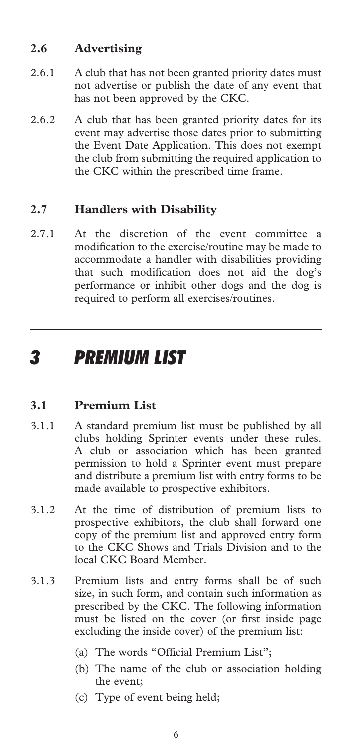### 2.6 Advertising

2.6.1 A club that has not been granted priority dates must not advertise or publish the date of any event that has not been approved by the CKC.

2.6.2 A club that has been granted priority dates for its event may advertise those dates prior to submitting the Event Date Application. This does not exempt the club from submitting the required application to the CKC within the prescribed time frame.

### 2.7 Handlers with Disability

2.7.1 At the discretion of the event committee a modification to the exercise/routine may be made to accommodate a handler with disabilities providing that such modification does not aid the dog's performance or inhibit other dogs and the dog is required to perform all exercises/routines.

# *3 PREMIUM LIST*

### 3.1 Premium List

3.1.1 A standard premium list must be published by all clubs holding Sprinter events under these rules. A club or association which has been granted permission to hold a Sprinter event must prepare and distribute a premium list with entry forms to be made available to prospective exhibitors.

3.1.2 At the time of distribution of premium lists to prospective exhibitors, the club shall forward one copy of the premium list and approved entry form to the CKC Shows and Trials Division and to the local CKC Board Member.

3.1.3 Premium lists and entry forms shall be of such size, in such form, and contain such information as prescribed by the CKC. The following information must be listed on the cover (or first inside page excluding the inside cover) of the premium list:

(a) The words "Official Premium List";

(b) The name of the club or association holding the event;

(c) Type of event being held;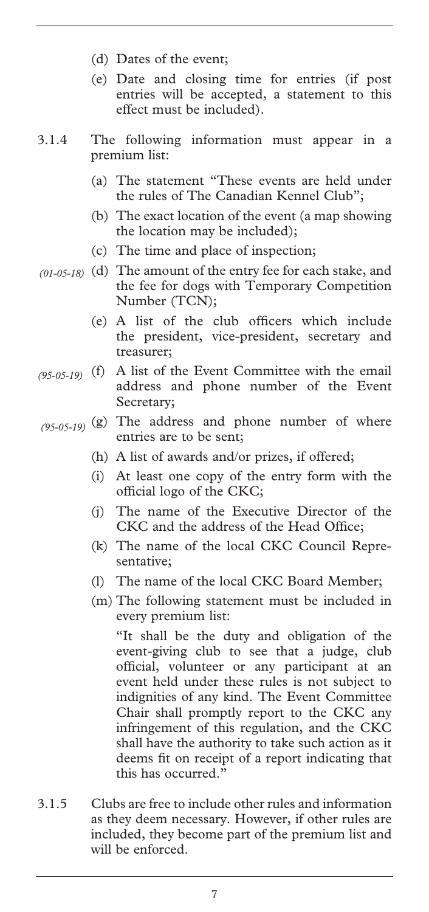(d) Dates of the event;

(e) Date and closing time for entries (if post entries will be accepted, a statement to this effect must be included).

3.1.4 The following information must appear in a premium list:

(a) The statement "These events are held under the rules of The Canadian Kennel Club";

(b) The exact location of the event (a map showing the location may be included);

(c) The time and place of inspection;

*(01-05-18)* (d) The amount of the entry fee for each stake, and the fee for dogs with Temporary Competition Number (TCN);

(e) A list of the club officers which include the president, vice-president, secretary and treasurer;

*(95-05-19)* (f) A list of the Event Committee with the email address and phone number of the Event Secretary;

*(95-05-19)* (g) The address and phone number of where entries are to be sent;

(h) A list of awards and/or prizes, if offered;

(i) At least one copy of the entry form with the official logo of the CKC;

(j) The name of the Executive Director of the CKC and the address of the Head Office;

(k) The name of the local CKC Council Representative;

(l) The name of the local CKC Board Member;

(m) The following statement must be included in every premium list:

"It shall be the duty and obligation of the event-giving club to see that a judge, club official, volunteer or any participant at an event held under these rules is not subject to indignities of any kind. The Event Committee Chair shall promptly report to the CKC any infringement of this regulation, and the CKC shall have the authority to take such action as it deems fit on receipt of a report indicating that this has occurred."

3.1.5 Clubs are free to include other rules and information as they deem necessary. However, if other rules are included, they become part of the premium list and will be enforced.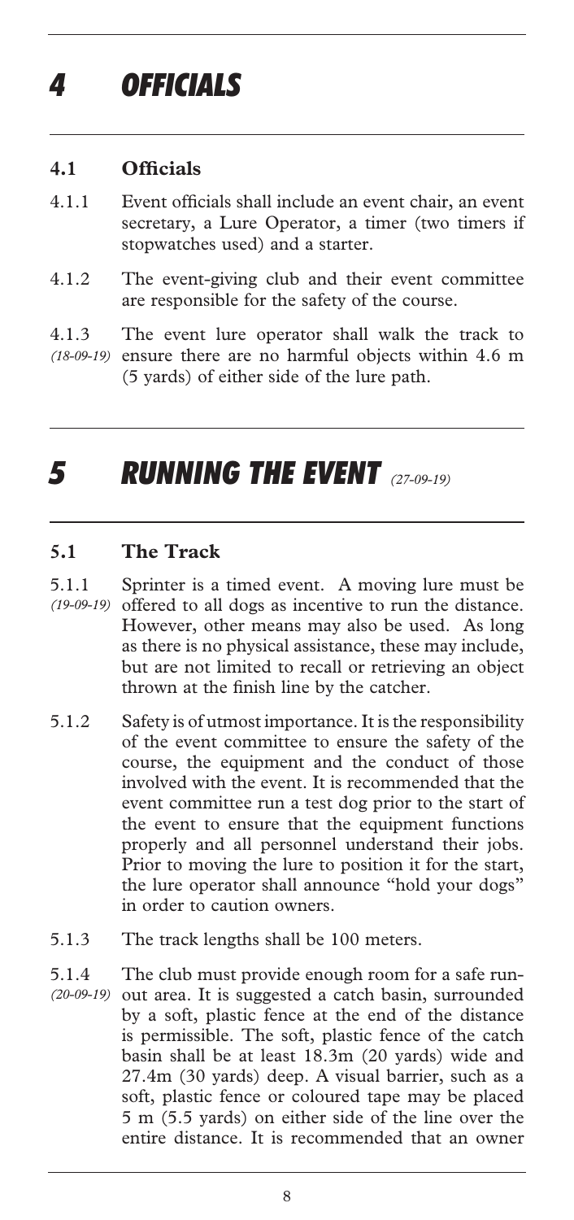# *4 OFFICIALS*

## 4.1 Officials

4.1.1 Event officials shall include an event chair, an event secretary, a Lure Operator, a timer (two timers if stopwatches used) and a starter.

4.1.2 The event-giving club and their event committee are responsible for the safety of the course.

4.1.3 *(18-09-19)* The event lure operator shall walk the track to ensure there are no harmful objects within 4.6 m (5 yards) of either side of the lure path.

# *5 RUNNING THE EVENT* *(27-09-19)*

## 5.1 The Track

5.1.1 *(19-09-19)* Sprinter is a timed event. A moving lure must be offered to all dogs as incentive to run the distance. However, other means may also be used. As long as there is no physical assistance, these may include, but are not limited to recall or retrieving an object thrown at the finish line by the catcher.

5.1.2 Safety is of utmost importance. It is the responsibility of the event committee to ensure the safety of the course, the equipment and the conduct of those involved with the event. It is recommended that the event committee run a test dog prior to the start of the event to ensure that the equipment functions properly and all personnel understand their jobs. Prior to moving the lure to position it for the start, the lure operator shall announce "hold your dogs" in order to caution owners.

5.1.3 The track lengths shall be 100 meters.

5.1.4 *(20-09-19)* The club must provide enough room for a safe run-out area. It is suggested a catch basin, surrounded by a soft, plastic fence at the end of the distance is permissible. The soft, plastic fence of the catch basin shall be at least 18.3m (20 yards) wide and 27.4m (30 yards) deep. A visual barrier, such as a soft, plastic fence or coloured tape may be placed 5 m (5.5 yards) on either side of the line over the entire distance. It is recommended that an owner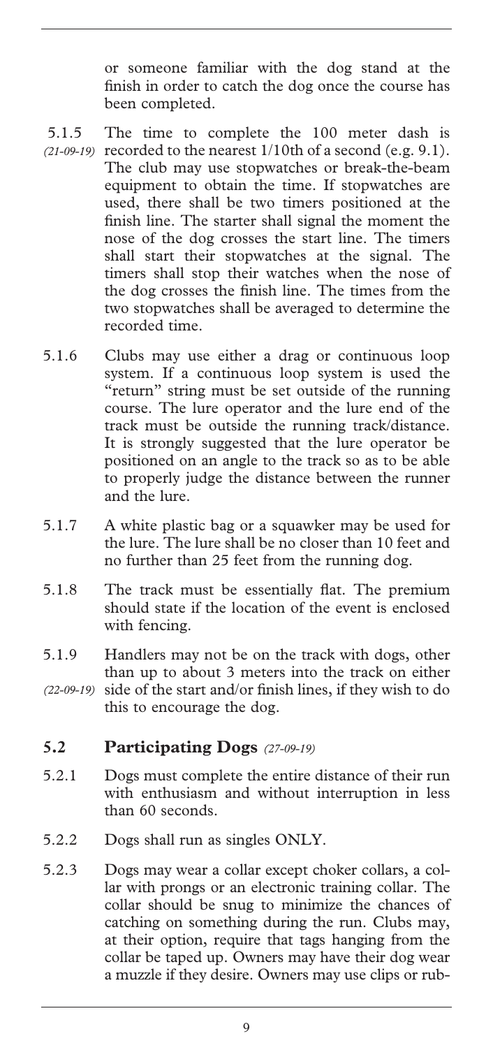or someone familiar with the dog stand at the finish in order to catch the dog once the course has been completed.

5.1.5 *(21-09-19)* The time to complete the 100 meter dash is recorded to the nearest 1/10th of a second (e.g. 9.1). The club may use stopwatches or break-the-beam equipment to obtain the time. If stopwatches are used, there shall be two timers positioned at the finish line. The starter shall signal the moment the nose of the dog crosses the start line. The timers shall start their stopwatches at the signal. The timers shall stop their watches when the nose of the dog crosses the finish line. The times from the two stopwatches shall be averaged to determine the recorded time.

5.1.6 Clubs may use either a drag or continuous loop system. If a continuous loop system is used the "return" string must be set outside of the running course. The lure operator and the lure end of the track must be outside the running track/distance. It is strongly suggested that the lure operator be positioned on an angle to the track so as to be able to properly judge the distance between the runner and the lure.

5.1.7 A white plastic bag or a squawker may be used for the lure. The lure shall be no closer than 10 feet and no further than 25 feet from the running dog.

5.1.8 The track must be essentially flat. The premium should state if the location of the event is enclosed with fencing.

5.1.9 *(22-09-19)* Handlers may not be on the track with dogs, other than up to about 3 meters into the track on either side of the start and/or finish lines, if they wish to do this to encourage the dog.

## 5.2 Participating Dogs *(27-09-19)*

5.2.1 Dogs must complete the entire distance of their run with enthusiasm and without interruption in less than 60 seconds.

5.2.2 Dogs shall run as singles ONLY.

5.2.3 Dogs may wear a collar except choker collars, a collar with prongs or an electronic training collar. The collar should be snug to minimize the chances of catching on something during the run. Clubs may, at their option, require that tags hanging from the collar be taped up. Owners may have their dog wear a muzzle if they desire. Owners may use clips or rub-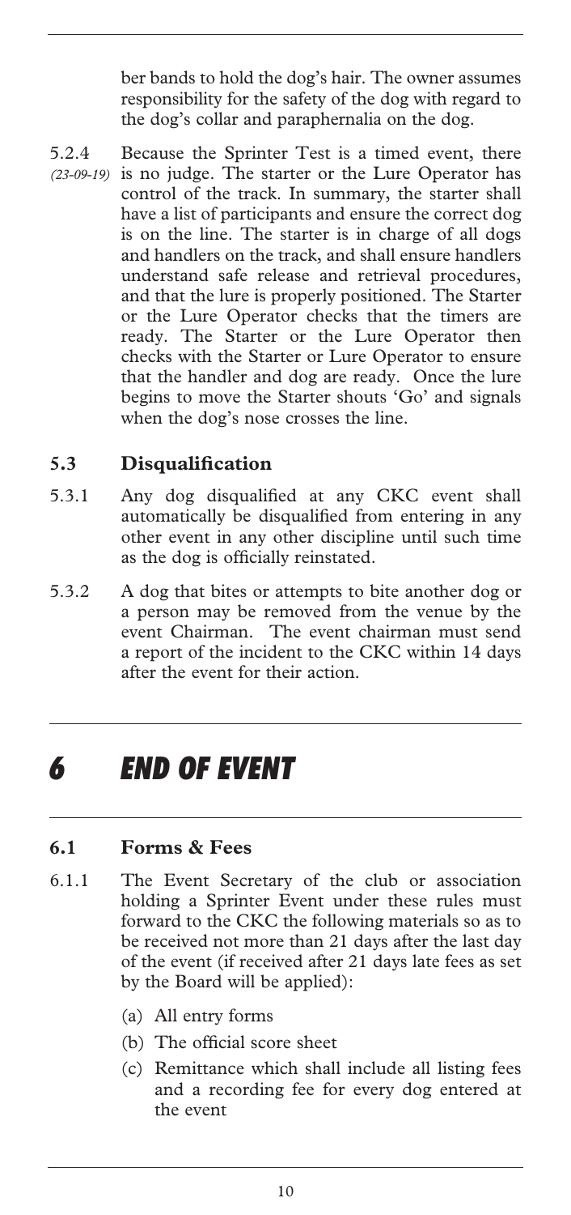ber bands to hold the dog's hair. The owner assumes responsibility for the safety of the dog with regard to the dog's collar and paraphernalia on the dog.

5.2.4 *(23-09-19)* Because the Sprinter Test is a timed event, there is no judge. The starter or the Lure Operator has control of the track. In summary, the starter shall have a list of participants and ensure the correct dog is on the line. The starter is in charge of all dogs and handlers on the track, and shall ensure handlers understand safe release and retrieval procedures, and that the lure is properly positioned. The Starter or the Lure Operator checks that the timers are ready. The Starter or the Lure Operator then checks with the Starter or Lure Operator to ensure that the handler and dog are ready. Once the lure begins to move the Starter shouts 'Go' and signals when the dog's nose crosses the line.

### 5.3 Disqualification

5.3.1 Any dog disqualified at any CKC event shall automatically be disqualified from entering in any other event in any other discipline until such time as the dog is officially reinstated.

5.3.2 A dog that bites or attempts to bite another dog or a person may be removed from the venue by the event Chairman. The event chairman must send a report of the incident to the CKC within 14 days after the event for their action.

# *6 END OF EVENT*

### 6.1 Forms & Fees

6.1.1 The Event Secretary of the club or association holding a Sprinter Event under these rules must forward to the CKC the following materials so as to be received not more than 21 days after the last day of the event (if received after 21 days late fees as set by the Board will be applied):

(a) All entry forms

(b) The official score sheet

(c) Remittance which shall include all listing fees and a recording fee for every dog entered at the event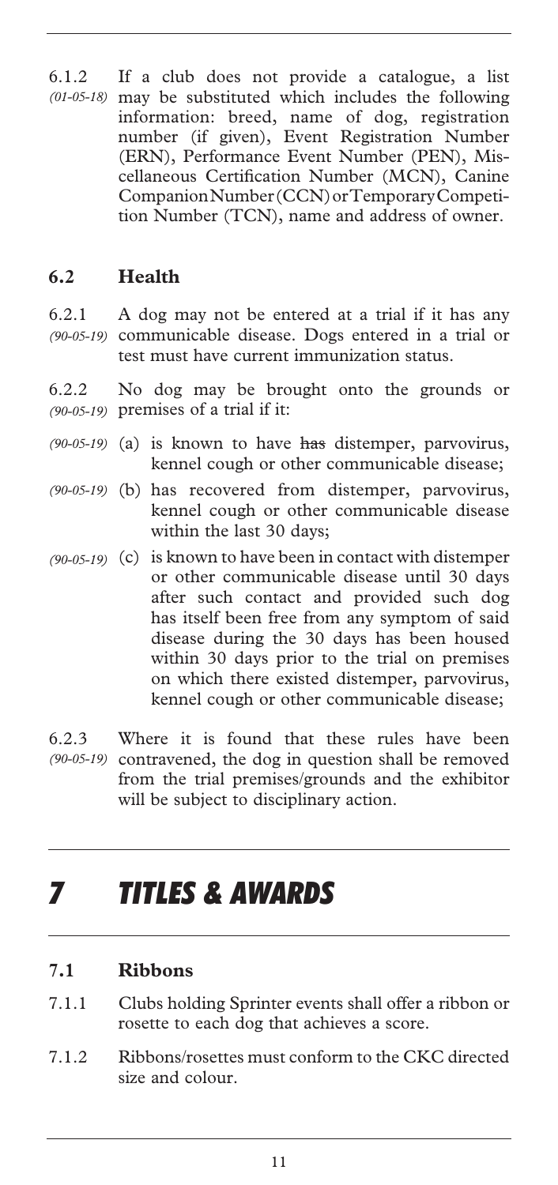6.1.2 *(01-05-18)* If a club does not provide a catalogue, a list may be substituted which includes the following information: breed, name of dog, registration number (if given), Event Registration Number (ERN), Performance Event Number (PEN), Miscellaneous Certification Number (MCN), Canine Companion Number (CCN) or Temporary Competition Number (TCN), name and address of owner.

### 6.2 Health

6.2.1 *(90-05-19)* A dog may not be entered at a trial if it has any communicable disease. Dogs entered in a trial or test must have current immunization status.

6.2.2 *(90-05-19)* No dog may be brought onto the grounds or premises of a trial if it:

*(90-05-19)* (a) is known to have ~~has~~ distemper, parvovirus, kennel cough or other communicable disease;

*(90-05-19)* (b) has recovered from distemper, parvovirus, kennel cough or other communicable disease within the last 30 days;

*(90-05-19)* (c) is known to have been in contact with distemper or other communicable disease until 30 days after such contact and provided such dog has itself been free from any symptom of said disease during the 30 days has been housed within 30 days prior to the trial on premises on which there existed distemper, parvovirus, kennel cough or other communicable disease;

6.2.3 *(90-05-19)* Where it is found that these rules have been contravened, the dog in question shall be removed from the trial premises/grounds and the exhibitor will be subject to disciplinary action.

# *7 TITLES & AWARDS*

### 7.1 Ribbons

7.1.1 Clubs holding Sprinter events shall offer a ribbon or rosette to each dog that achieves a score.

7.1.2 Ribbons/rosettes must conform to the CKC directed size and colour.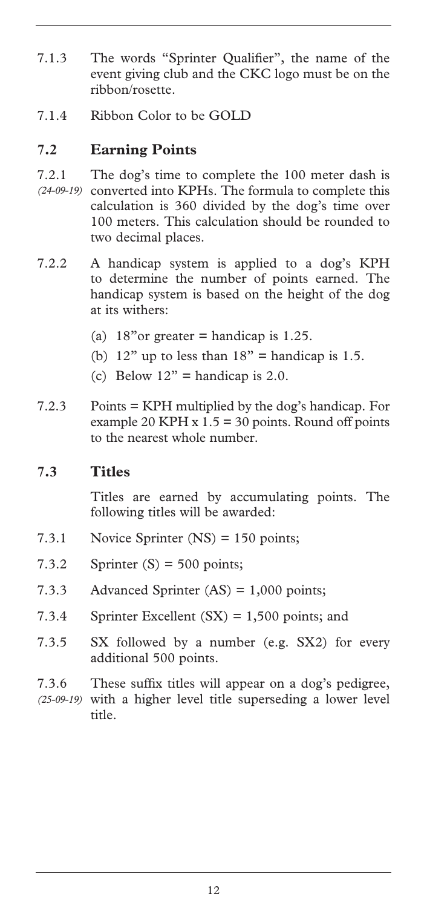7.1.3 The words "Sprinter Qualifier", the name of the event giving club and the CKC logo must be on the ribbon/rosette.

7.1.4 Ribbon Color to be GOLD

## 7.2 Earning Points

7.2.1 *(24-09-19)* The dog's time to complete the 100 meter dash is converted into KPHs. The formula to complete this calculation is 360 divided by the dog's time over 100 meters. This calculation should be rounded to two decimal places.

7.2.2 A handicap system is applied to a dog's KPH to determine the number of points earned. The handicap system is based on the height of the dog at its withers:

- (a) 18"or greater = handicap is 1.25.
- (b) 12" up to less than 18" = handicap is 1.5.
- (c) Below 12" = handicap is 2.0.

7.2.3 Points = KPH multiplied by the dog's handicap. For example 20 KPH x 1.5 = 30 points. Round off points to the nearest whole number.

## 7.3 Titles

Titles are earned by accumulating points. The following titles will be awarded:

7.3.1 Novice Sprinter (NS) = 150 points;

7.3.2 Sprinter (S) = 500 points;

7.3.3 Advanced Sprinter (AS) = 1,000 points;

7.3.4 Sprinter Excellent (SX) = 1,500 points; and

7.3.5 SX followed by a number (e.g. SX2) for every additional 500 points.

7.3.6 *(25-09-19)* These suffix titles will appear on a dog's pedigree, with a higher level title superseding a lower level title.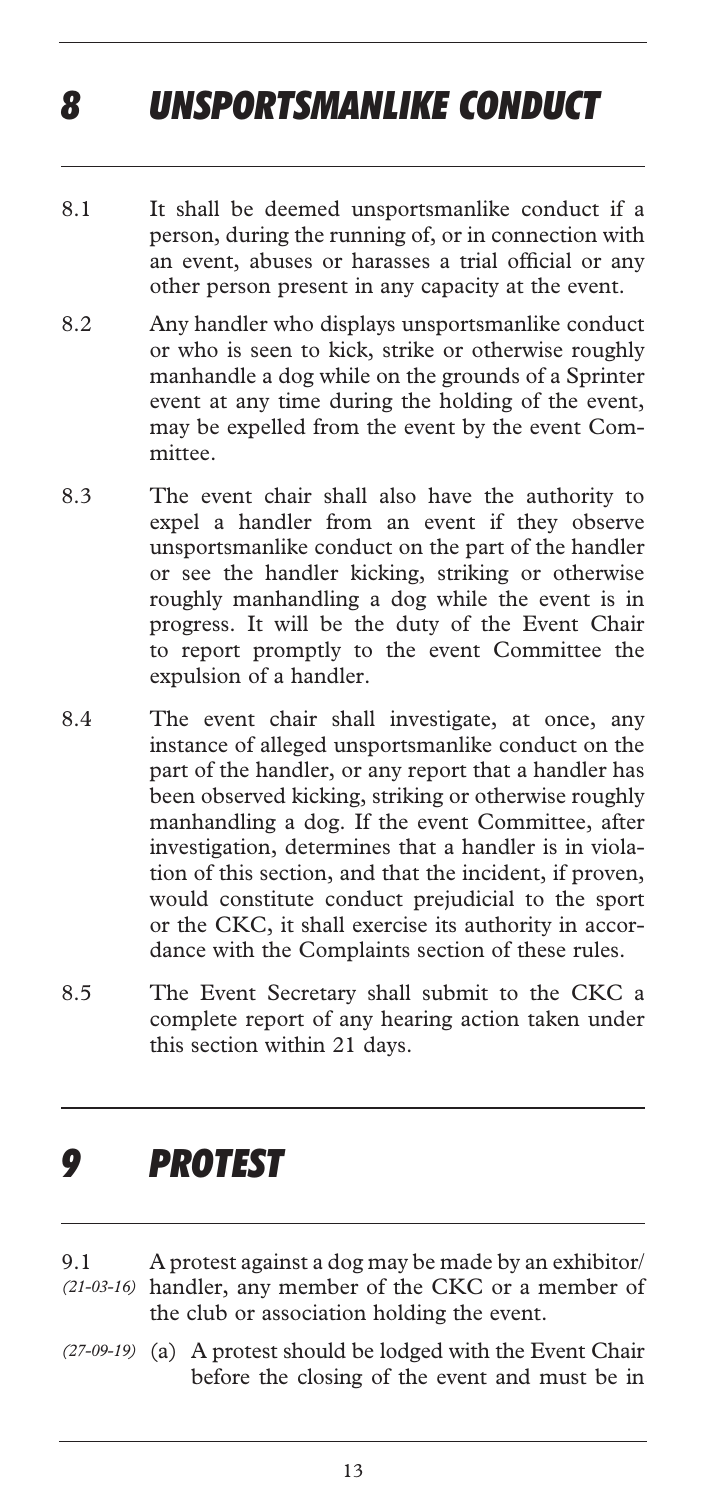# *8 UNSPORTSMANLIKE CONDUCT*

8.1 It shall be deemed unsportsmanlike conduct if a person, during the running of, or in connection with an event, abuses or harasses a trial official or any other person present in any capacity at the event.

8.2 Any handler who displays unsportsmanlike conduct or who is seen to kick, strike or otherwise roughly manhandle a dog while on the grounds of a Sprinter event at any time during the holding of the event, may be expelled from the event by the event Committee.

8.3 The event chair shall also have the authority to expel a handler from an event if they observe unsportsmanlike conduct on the part of the handler or see the handler kicking, striking or otherwise roughly manhandling a dog while the event is in progress. It will be the duty of the Event Chair to report promptly to the event Committee the expulsion of a handler.

8.4 The event chair shall investigate, at once, any instance of alleged unsportsmanlike conduct on the part of the handler, or any report that a handler has been observed kicking, striking or otherwise roughly manhandling a dog. If the event Committee, after investigation, determines that a handler is in violation of this section, and that the incident, if proven, would constitute conduct prejudicial to the sport or the CKC, it shall exercise its authority in accordance with the Complaints section of these rules.

8.5 The Event Secretary shall submit to the CKC a complete report of any hearing action taken under this section within 21 days.

# *9 PROTEST*

9.1 *(21-03-16)* A protest against a dog may be made by an exhibitor/handler, any member of the CKC or a member of the club or association holding the event.

*(27-09-19)* (a) A protest should be lodged with the Event Chair before the closing of the event and must be in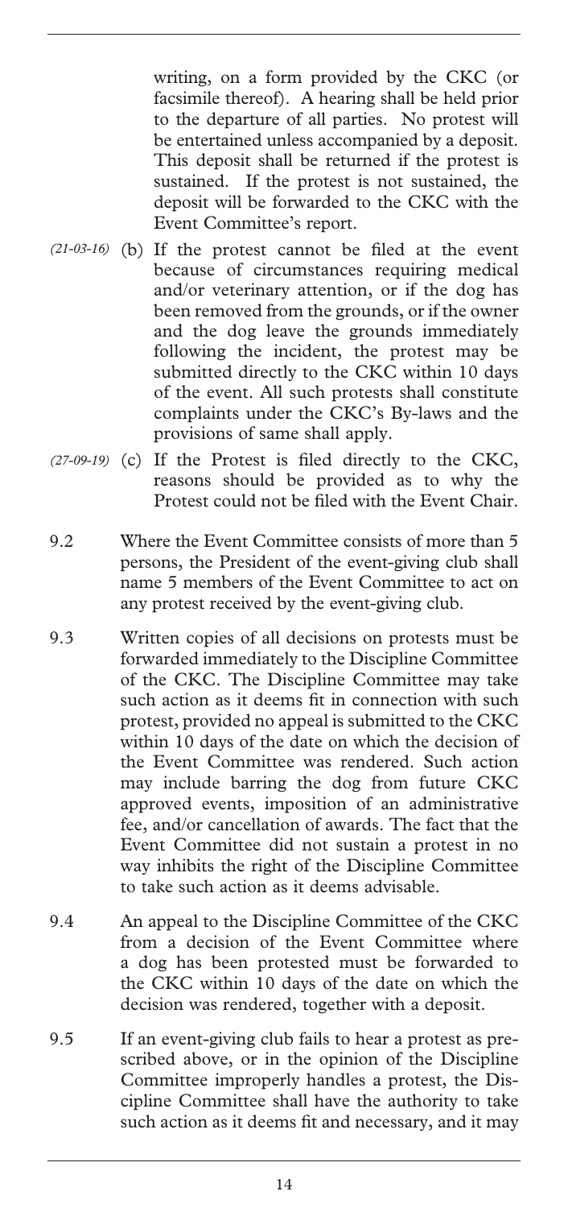writing, on a form provided by the CKC (or facsimile thereof). A hearing shall be held prior to the departure of all parties. No protest will be entertained unless accompanied by a deposit. This deposit shall be returned if the protest is sustained. If the protest is not sustained, the deposit will be forwarded to the CKC with the Event Committee's report.

*(21-03-16)* (b) If the protest cannot be filed at the event because of circumstances requiring medical and/or veterinary attention, or if the dog has been removed from the grounds, or if the owner and the dog leave the grounds immediately following the incident, the protest may be submitted directly to the CKC within 10 days of the event. All such protests shall constitute complaints under the CKC's By-laws and the provisions of same shall apply.

*(27-09-19)* (c) If the Protest is filed directly to the CKC, reasons should be provided as to why the Protest could not be filed with the Event Chair.

9.2 Where the Event Committee consists of more than 5 persons, the President of the event-giving club shall name 5 members of the Event Committee to act on any protest received by the event-giving club.

9.3 Written copies of all decisions on protests must be forwarded immediately to the Discipline Committee of the CKC. The Discipline Committee may take such action as it deems fit in connection with such protest, provided no appeal is submitted to the CKC within 10 days of the date on which the decision of the Event Committee was rendered. Such action may include barring the dog from future CKC approved events, imposition of an administrative fee, and/or cancellation of awards. The fact that the Event Committee did not sustain a protest in no way inhibits the right of the Discipline Committee to take such action as it deems advisable.

9.4 An appeal to the Discipline Committee of the CKC from a decision of the Event Committee where a dog has been protested must be forwarded to the CKC within 10 days of the date on which the decision was rendered, together with a deposit.

9.5 If an event-giving club fails to hear a protest as prescribed above, or in the opinion of the Discipline Committee improperly handles a protest, the Discipline Committee shall have the authority to take such action as it deems fit and necessary, and it may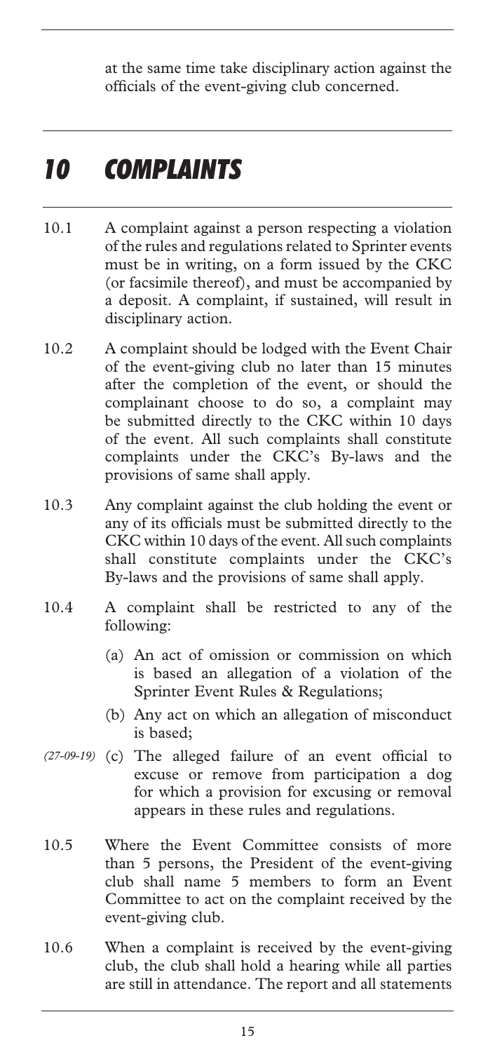at the same time take disciplinary action against the officials of the event-giving club concerned.

# 10 COMPLAINTS

10.1 A complaint against a person respecting a violation of the rules and regulations related to Sprinter events must be in writing, on a form issued by the CKC (or facsimile thereof), and must be accompanied by a deposit. A complaint, if sustained, will result in disciplinary action.

10.2 A complaint should be lodged with the Event Chair of the event-giving club no later than 15 minutes after the completion of the event, or should the complainant choose to do so, a complaint may be submitted directly to the CKC within 10 days of the event. All such complaints shall constitute complaints under the CKC's By-laws and the provisions of same shall apply.

10.3 Any complaint against the club holding the event or any of its officials must be submitted directly to the CKC within 10 days of the event. All such complaints shall constitute complaints under the CKC's By-laws and the provisions of same shall apply.

10.4 A complaint shall be restricted to any of the following:

- (a) An act of omission or commission on which is based an allegation of a violation of the Sprinter Event Rules & Regulations;
- (b) Any act on which an allegation of misconduct is based;
- *(27-09-19)* (c) The alleged failure of an event official to excuse or remove from participation a dog for which a provision for excusing or removal appears in these rules and regulations.

10.5 Where the Event Committee consists of more than 5 persons, the President of the event-giving club shall name 5 members to form an Event Committee to act on the complaint received by the event-giving club.

10.6 When a complaint is received by the event-giving club, the club shall hold a hearing while all parties are still in attendance. The report and all statements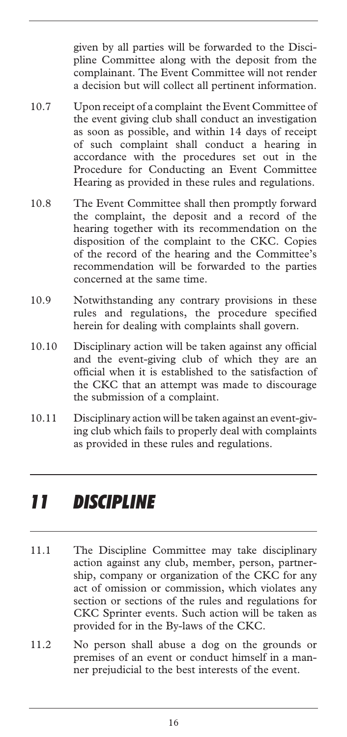given by all parties will be forwarded to the Discipline Committee along with the deposit from the complainant. The Event Committee will not render a decision but will collect all pertinent information.

10.7 Upon receipt of a complaint the Event Committee of the event giving club shall conduct an investigation as soon as possible, and within 14 days of receipt of such complaint shall conduct a hearing in accordance with the procedures set out in the Procedure for Conducting an Event Committee Hearing as provided in these rules and regulations.

10.8 The Event Committee shall then promptly forward the complaint, the deposit and a record of the hearing together with its recommendation on the disposition of the complaint to the CKC. Copies of the record of the hearing and the Committee's recommendation will be forwarded to the parties concerned at the same time.

10.9 Notwithstanding any contrary provisions in these rules and regulations, the procedure specified herein for dealing with complaints shall govern.

10.10 Disciplinary action will be taken against any official and the event-giving club of which they are an official when it is established to the satisfaction of the CKC that an attempt was made to discourage the submission of a complaint.

10.11 Disciplinary action will be taken against an event-giving club which fails to properly deal with complaints as provided in these rules and regulations.

# *11 DISCIPLINE*

11.1 The Discipline Committee may take disciplinary action against any club, member, person, partnership, company or organization of the CKC for any act of omission or commission, which violates any section or sections of the rules and regulations for CKC Sprinter events. Such action will be taken as provided for in the By-laws of the CKC.

11.2 No person shall abuse a dog on the grounds or premises of an event or conduct himself in a manner prejudicial to the best interests of the event.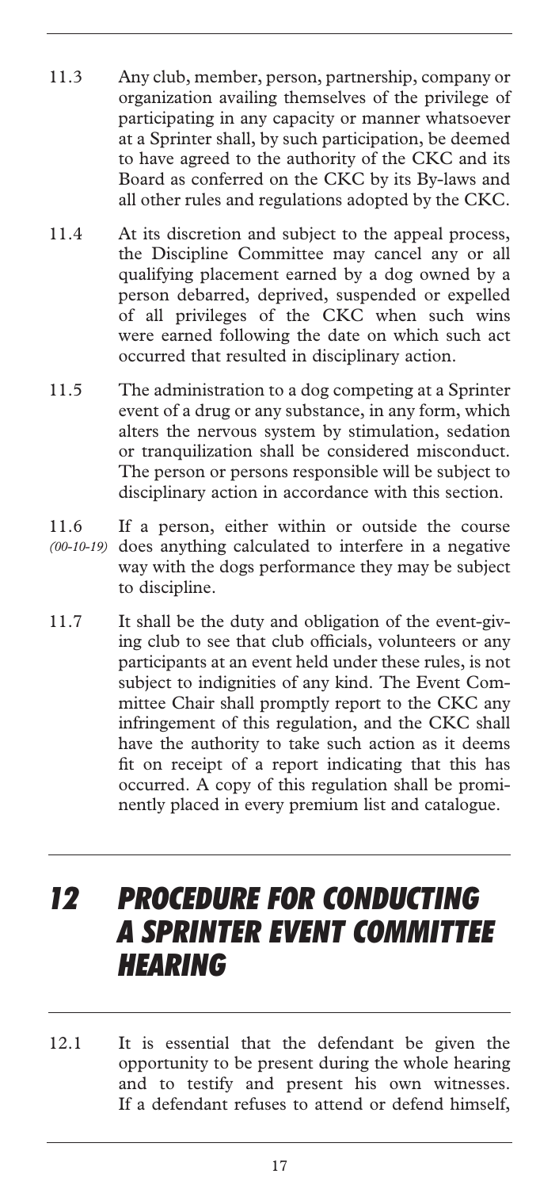11.3 Any club, member, person, partnership, company or organization availing themselves of the privilege of participating in any capacity or manner whatsoever at a Sprinter shall, by such participation, be deemed to have agreed to the authority of the CKC and its Board as conferred on the CKC by its By-laws and all other rules and regulations adopted by the CKC.

11.4 At its discretion and subject to the appeal process, the Discipline Committee may cancel any or all qualifying placement earned by a dog owned by a person debarred, deprived, suspended or expelled of all privileges of the CKC when such wins were earned following the date on which such act occurred that resulted in disciplinary action.

11.5 The administration to a dog competing at a Sprinter event of a drug or any substance, in any form, which alters the nervous system by stimulation, sedation or tranquilization shall be considered misconduct. The person or persons responsible will be subject to disciplinary action in accordance with this section.

11.6 *(00-10-19)* If a person, either within or outside the course does anything calculated to interfere in a negative way with the dogs performance they may be subject to discipline.

11.7 It shall be the duty and obligation of the event-giving club to see that club officials, volunteers or any participants at an event held under these rules, is not subject to indignities of any kind. The Event Committee Chair shall promptly report to the CKC any infringement of this regulation, and the CKC shall have the authority to take such action as it deems fit on receipt of a report indicating that this has occurred. A copy of this regulation shall be prominently placed in every premium list and catalogue.

# 12 PROCEDURE FOR CONDUCTING A SPRINTER EVENT COMMITTEE HEARING

12.1 It is essential that the defendant be given the opportunity to be present during the whole hearing and to testify and present his own witnesses. If a defendant refuses to attend or defend himself,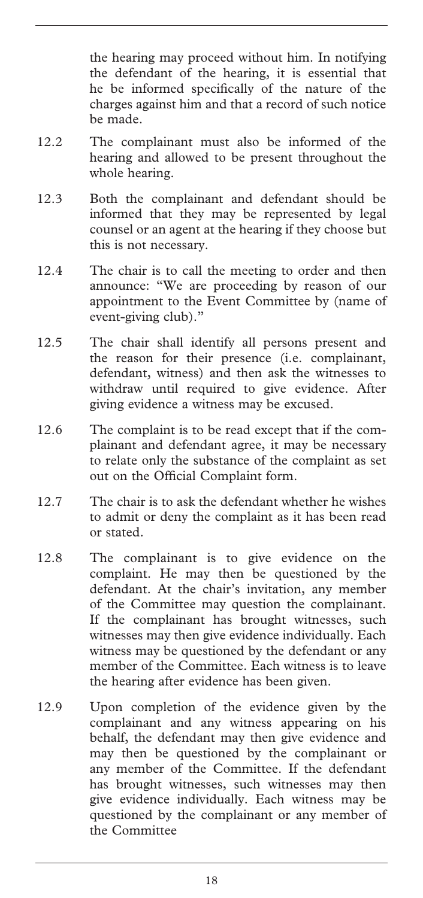the hearing may proceed without him. In notifying the defendant of the hearing, it is essential that he be informed specifically of the nature of the charges against him and that a record of such notice be made.

12.2 The complainant must also be informed of the hearing and allowed to be present throughout the whole hearing.

12.3 Both the complainant and defendant should be informed that they may be represented by legal counsel or an agent at the hearing if they choose but this is not necessary.

12.4 The chair is to call the meeting to order and then announce: "We are proceeding by reason of our appointment to the Event Committee by (name of event-giving club)."

12.5 The chair shall identify all persons present and the reason for their presence (i.e. complainant, defendant, witness) and then ask the witnesses to withdraw until required to give evidence. After giving evidence a witness may be excused.

12.6 The complaint is to be read except that if the complainant and defendant agree, it may be necessary to relate only the substance of the complaint as set out on the Official Complaint form.

12.7 The chair is to ask the defendant whether he wishes to admit or deny the complaint as it has been read or stated.

12.8 The complainant is to give evidence on the complaint. He may then be questioned by the defendant. At the chair's invitation, any member of the Committee may question the complainant. If the complainant has brought witnesses, such witnesses may then give evidence individually. Each witness may be questioned by the defendant or any member of the Committee. Each witness is to leave the hearing after evidence has been given.

12.9 Upon completion of the evidence given by the complainant and any witness appearing on his behalf, the defendant may then give evidence and may then be questioned by the complainant or any member of the Committee. If the defendant has brought witnesses, such witnesses may then give evidence individually. Each witness may be questioned by the complainant or any member of the Committee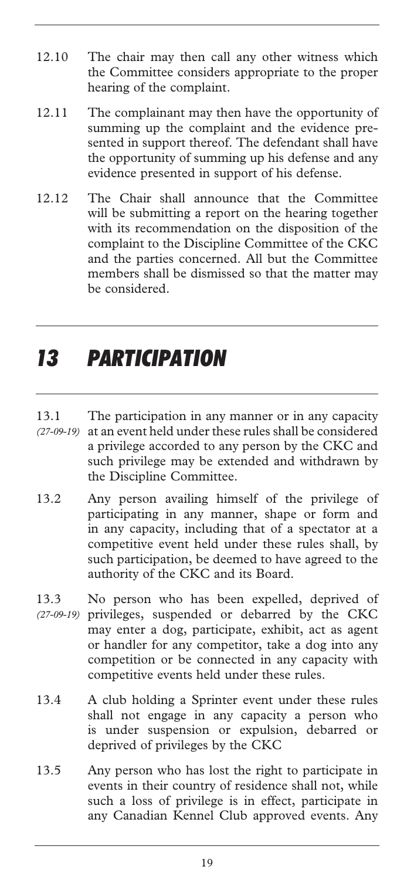12.10 The chair may then call any other witness which the Committee considers appropriate to the proper hearing of the complaint.

12.11 The complainant may then have the opportunity of summing up the complaint and the evidence presented in support thereof. The defendant shall have the opportunity of summing up his defense and any evidence presented in support of his defense.

12.12 The Chair shall announce that the Committee will be submitting a report on the hearing together with its recommendation on the disposition of the complaint to the Discipline Committee of the CKC and the parties concerned. All but the Committee members shall be dismissed so that the matter may be considered.

# 13 PARTICIPATION

13.1 *(27-09-19)* The participation in any manner or in any capacity at an event held under these rules shall be considered a privilege accorded to any person by the CKC and such privilege may be extended and withdrawn by the Discipline Committee.

13.2 Any person availing himself of the privilege of participating in any manner, shape or form and in any capacity, including that of a spectator at a competitive event held under these rules shall, by such participation, be deemed to have agreed to the authority of the CKC and its Board.

13.3 *(27-09-19)* No person who has been expelled, deprived of privileges, suspended or debarred by the CKC may enter a dog, participate, exhibit, act as agent or handler for any competitor, take a dog into any competition or be connected in any capacity with competitive events held under these rules.

13.4 A club holding a Sprinter event under these rules shall not engage in any capacity a person who is under suspension or expulsion, debarred or deprived of privileges by the CKC

13.5 Any person who has lost the right to participate in events in their country of residence shall not, while such a loss of privilege is in effect, participate in any Canadian Kennel Club approved events. Any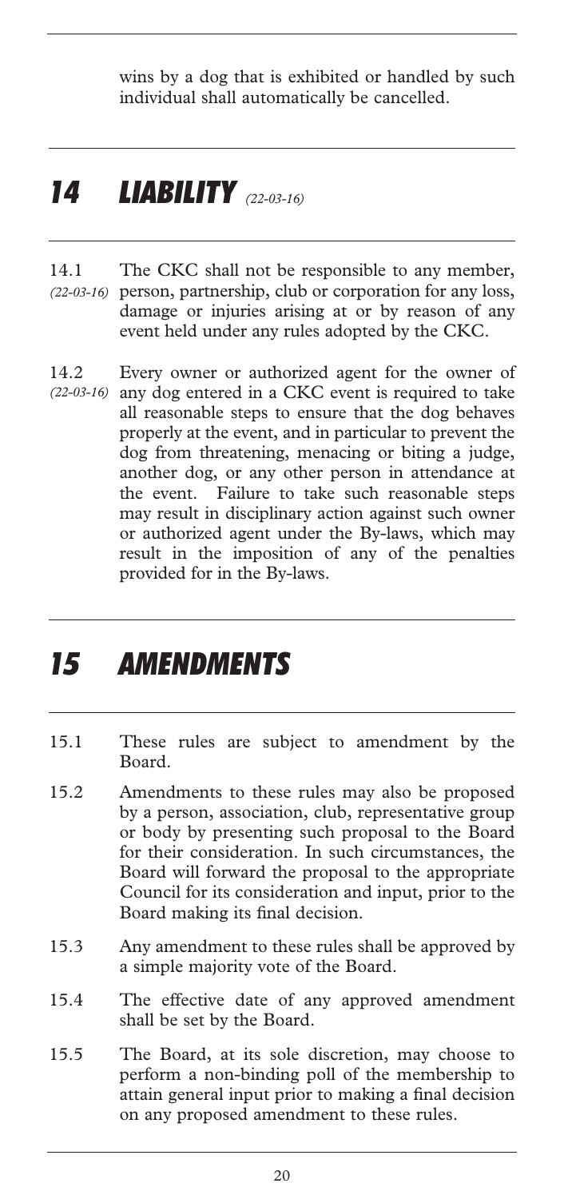wins by a dog that is exhibited or handled by such individual shall automatically be cancelled.

## 14 LIABILITY *(22-03-16)*

14.1 *(22-03-16)* The CKC shall not be responsible to any member, person, partnership, club or corporation for any loss, damage or injuries arising at or by reason of any event held under any rules adopted by the CKC.

14.2 *(22-03-16)* Every owner or authorized agent for the owner of any dog entered in a CKC event is required to take all reasonable steps to ensure that the dog behaves properly at the event, and in particular to prevent the dog from threatening, menacing or biting a judge, another dog, or any other person in attendance at the event. Failure to take such reasonable steps may result in disciplinary action against such owner or authorized agent under the By-laws, which may result in the imposition of any of the penalties provided for in the By-laws.

## 15 AMENDMENTS

15.1 These rules are subject to amendment by the Board.

15.2 Amendments to these rules may also be proposed by a person, association, club, representative group or body by presenting such proposal to the Board for their consideration. In such circumstances, the Board will forward the proposal to the appropriate Council for its consideration and input, prior to the Board making its final decision.

15.3 Any amendment to these rules shall be approved by a simple majority vote of the Board.

15.4 The effective date of any approved amendment shall be set by the Board.

15.5 The Board, at its sole discretion, may choose to perform a non-binding poll of the membership to attain general input prior to making a final decision on any proposed amendment to these rules.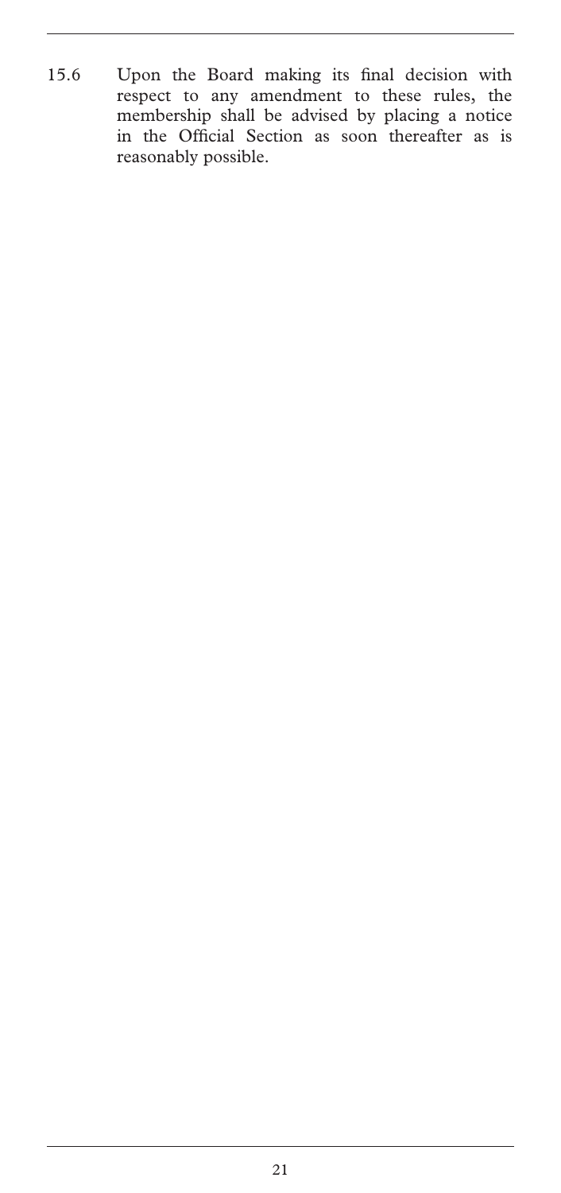15.6 Upon the Board making its final decision with respect to any amendment to these rules, the membership shall be advised by placing a notice in the Official Section as soon thereafter as is reasonably possible.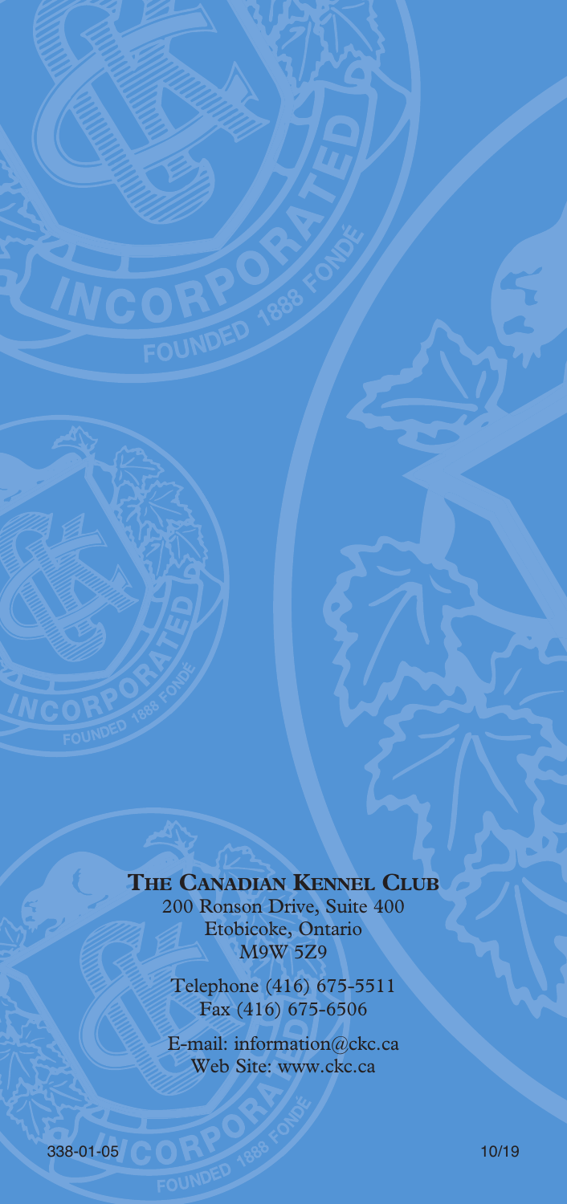**THE CANADIAN KENNEL CLUB**

200 Ronson Drive, Suite 400
Etobicoke, Ontario
M9W 5Z9

Telephone (416) 675-5511
Fax (416) 675-6506

E-mail: information@ckc.ca
Web Site: www.ckc.ca

338-01-05 10/19